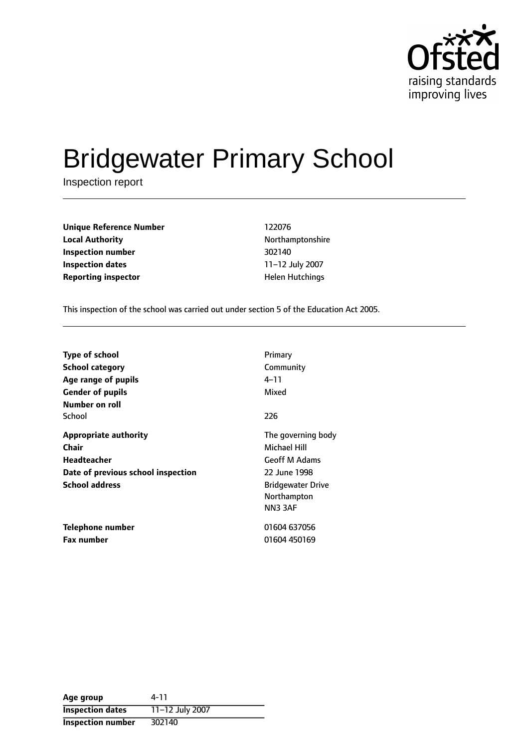# Bridgewater Primary School

Inspection report

| | |
|---|---|
| **Unique Reference Number** | 122076 |
| **Local Authority** | Northamptonshire |
| **Inspection number** | 302140 |
| **Inspection dates** | 11–12 July 2007 |
| **Reporting inspector** | Helen Hutchings |

This inspection of the school was carried out under section 5 of the Education Act 2005.

| | |
|---|---|
| **Type of school** | Primary |
| **School category** | Community |
| **Age range of pupils** | 4–11 |
| **Gender of pupils** | Mixed |
| **Number on roll** | |
| School | 226 |
| **Appropriate authority** | The governing body |
| **Chair** | Michael Hill |
| **Headteacher** | Geoff M Adams |
| **Date of previous school inspection** | 22 June 1998 |
| **School address** | Bridgewater Drive<br>Northampton<br>NN3 3AF |
| **Telephone number** | 01604 637056 |
| **Fax number** | 01604 450169 |

| | |
|---|---|
| **Age group** | 4-11 |
| **Inspection dates** | 11–12 July 2007 |
| **Inspection number** | 302140 |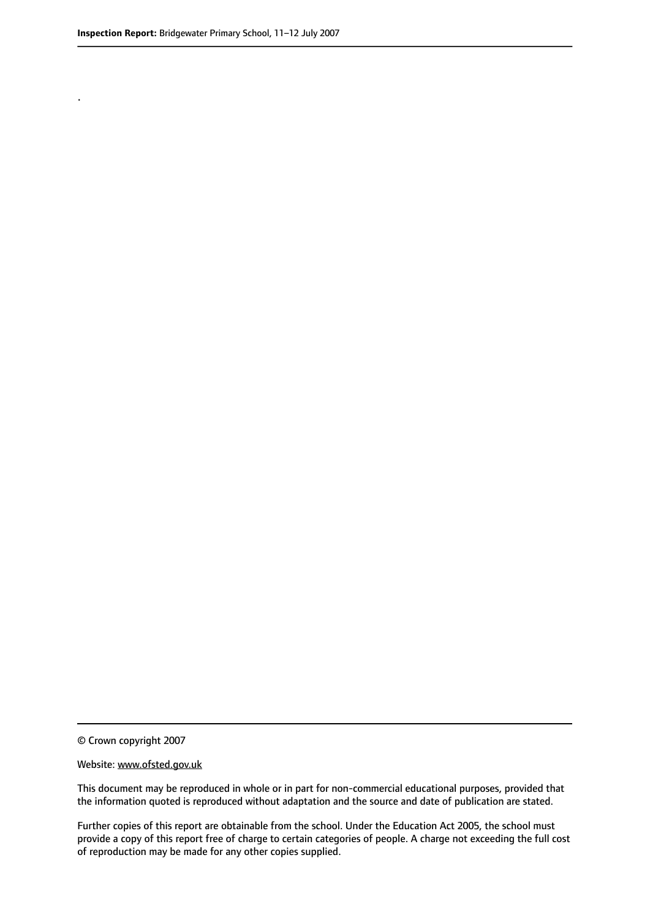.

© Crown copyright 2007

Website: www.ofsted.gov.uk

This document may be reproduced in whole or in part for non-commercial educational purposes, provided that the information quoted is reproduced without adaptation and the source and date of publication are stated.

Further copies of this report are obtainable from the school. Under the Education Act 2005, the school must provide a copy of this report free of charge to certain categories of people. A charge not exceeding the full cost of reproduction may be made for any other copies supplied.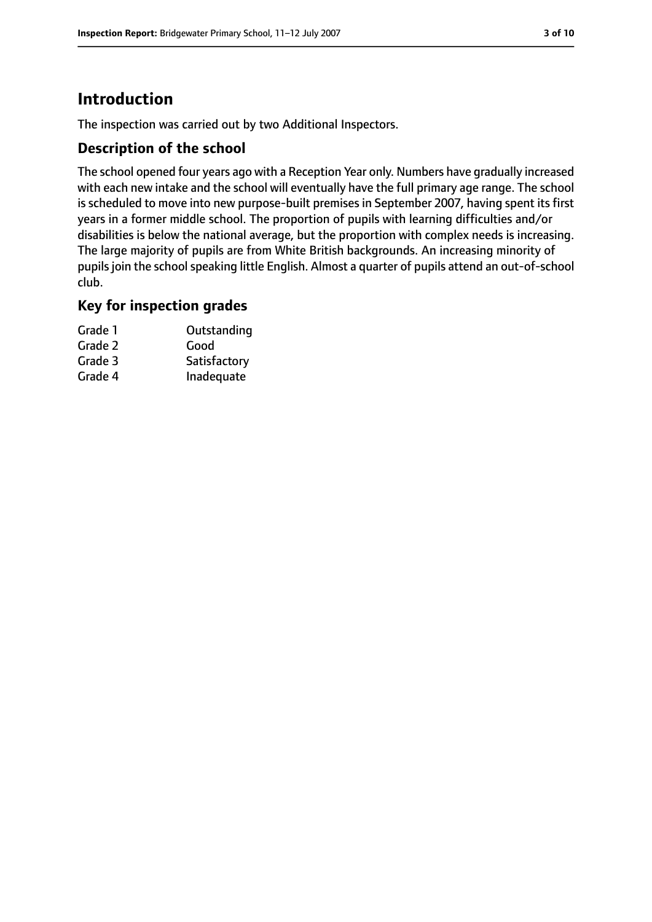# Introduction

The inspection was carried out by two Additional Inspectors.

## Description of the school

The school opened four years ago with a Reception Year only. Numbers have gradually increased with each new intake and the school will eventually have the full primary age range. The school is scheduled to move into new purpose-built premises in September 2007, having spent its first years in a former middle school. The proportion of pupils with learning difficulties and/or disabilities is below the national average, but the proportion with complex needs is increasing. The large majority of pupils are from White British backgrounds. An increasing minority of pupils join the school speaking little English. Almost a quarter of pupils attend an out-of-school club.

## Key for inspection grades

| | |
|---|---|
| Grade 1 | Outstanding |
| Grade 2 | Good |
| Grade 3 | Satisfactory |
| Grade 4 | Inadequate |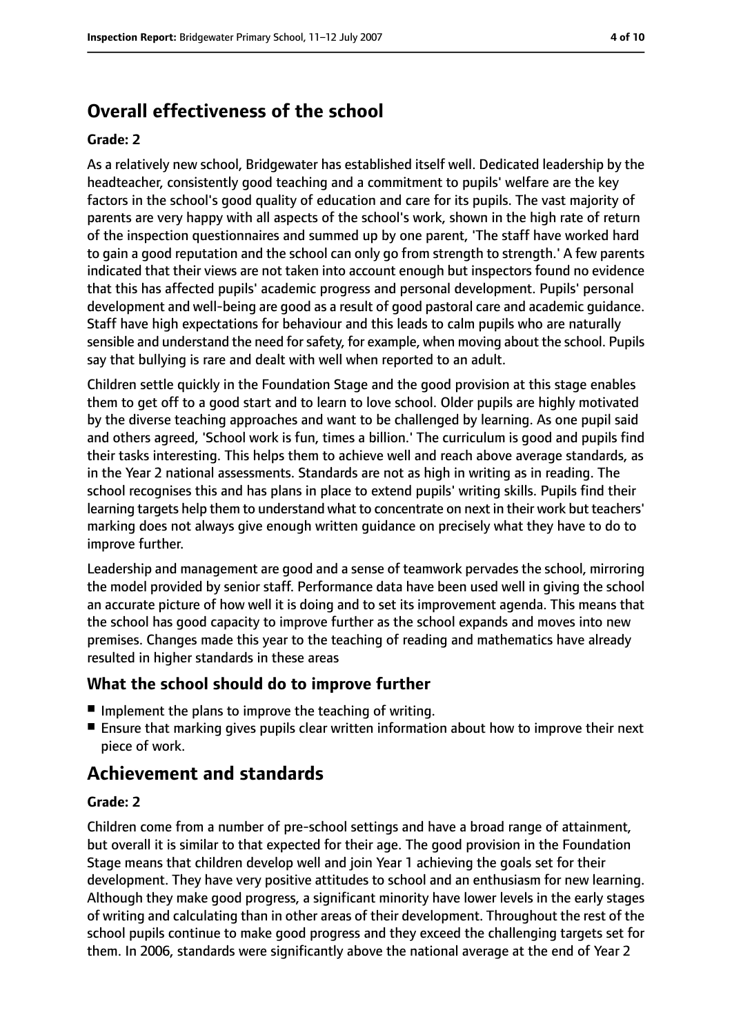## Overall effectiveness of the school

**Grade: 2**

As a relatively new school, Bridgewater has established itself well. Dedicated leadership by the headteacher, consistently good teaching and a commitment to pupils' welfare are the key factors in the school's good quality of education and care for its pupils. The vast majority of parents are very happy with all aspects of the school's work, shown in the high rate of return of the inspection questionnaires and summed up by one parent, 'The staff have worked hard to gain a good reputation and the school can only go from strength to strength.' A few parents indicated that their views are not taken into account enough but inspectors found no evidence that this has affected pupils' academic progress and personal development. Pupils' personal development and well-being are good as a result of good pastoral care and academic guidance. Staff have high expectations for behaviour and this leads to calm pupils who are naturally sensible and understand the need for safety, for example, when moving about the school. Pupils say that bullying is rare and dealt with well when reported to an adult.

Children settle quickly in the Foundation Stage and the good provision at this stage enables them to get off to a good start and to learn to love school. Older pupils are highly motivated by the diverse teaching approaches and want to be challenged by learning. As one pupil said and others agreed, 'School work is fun, times a billion.' The curriculum is good and pupils find their tasks interesting. This helps them to achieve well and reach above average standards, as in the Year 2 national assessments. Standards are not as high in writing as in reading. The school recognises this and has plans in place to extend pupils' writing skills. Pupils find their learning targets help them to understand what to concentrate on next in their work but teachers' marking does not always give enough written guidance on precisely what they have to do to improve further.

Leadership and management are good and a sense of teamwork pervades the school, mirroring the model provided by senior staff. Performance data have been used well in giving the school an accurate picture of how well it is doing and to set its improvement agenda. This means that the school has good capacity to improve further as the school expands and moves into new premises. Changes made this year to the teaching of reading and mathematics have already resulted in higher standards in these areas

### What the school should do to improve further

- Implement the plans to improve the teaching of writing.
- Ensure that marking gives pupils clear written information about how to improve their next piece of work.

## Achievement and standards

**Grade: 2**

Children come from a number of pre-school settings and have a broad range of attainment, but overall it is similar to that expected for their age. The good provision in the Foundation Stage means that children develop well and join Year 1 achieving the goals set for their development. They have very positive attitudes to school and an enthusiasm for new learning. Although they make good progress, a significant minority have lower levels in the early stages of writing and calculating than in other areas of their development. Throughout the rest of the school pupils continue to make good progress and they exceed the challenging targets set for them. In 2006, standards were significantly above the national average at the end of Year 2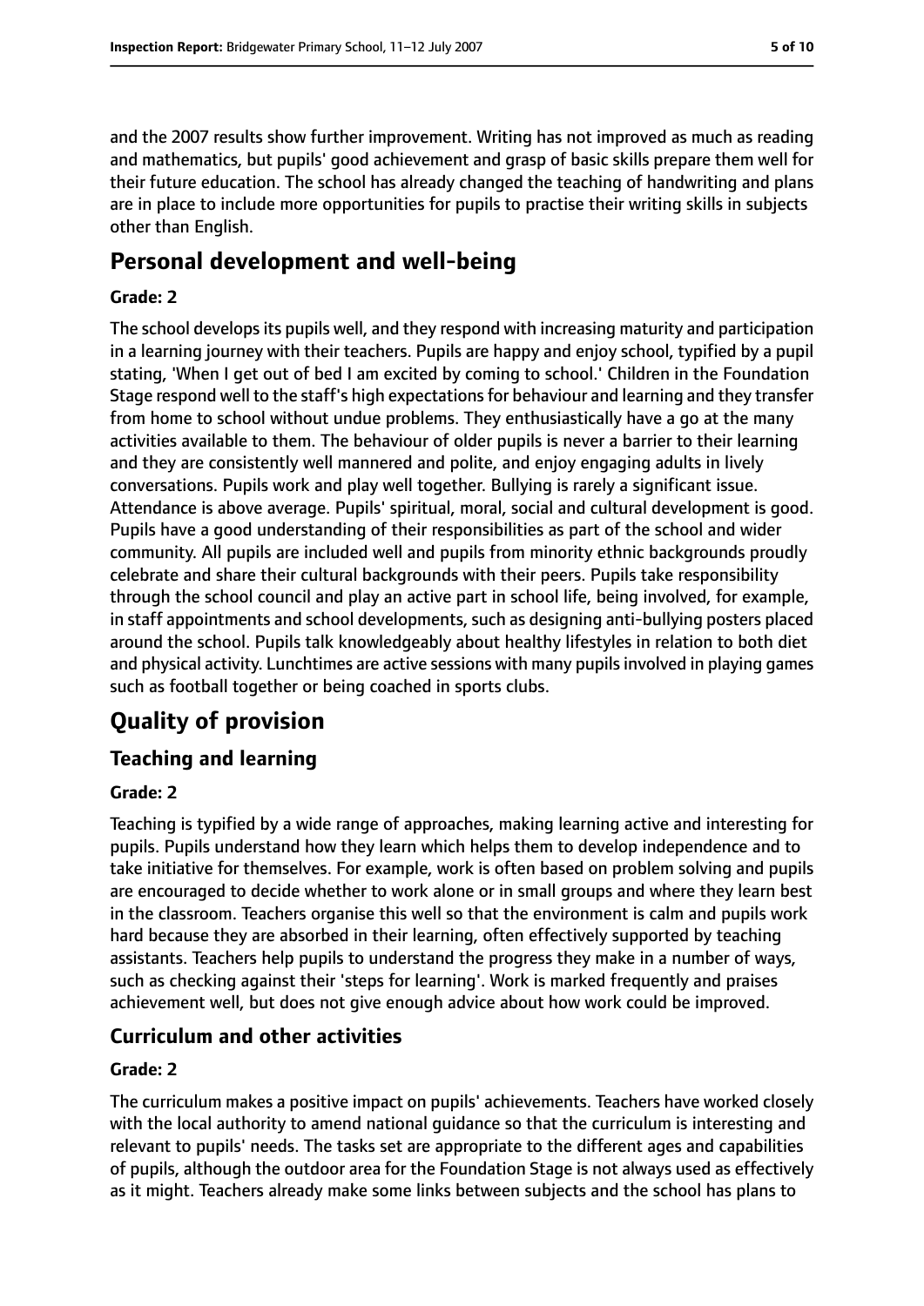and the 2007 results show further improvement. Writing has not improved as much as reading and mathematics, but pupils' good achievement and grasp of basic skills prepare them well for their future education. The school has already changed the teaching of handwriting and plans are in place to include more opportunities for pupils to practise their writing skills in subjects other than English.

# Personal development and well-being

### Grade: 2

The school develops its pupils well, and they respond with increasing maturity and participation in a learning journey with their teachers. Pupils are happy and enjoy school, typified by a pupil stating, 'When I get out of bed I am excited by coming to school.' Children in the Foundation Stage respond well to the staff's high expectations for behaviour and learning and they transfer from home to school without undue problems. They enthusiastically have a go at the many activities available to them. The behaviour of older pupils is never a barrier to their learning and they are consistently well mannered and polite, and enjoy engaging adults in lively conversations. Pupils work and play well together. Bullying is rarely a significant issue. Attendance is above average. Pupils' spiritual, moral, social and cultural development is good. Pupils have a good understanding of their responsibilities as part of the school and wider community. All pupils are included well and pupils from minority ethnic backgrounds proudly celebrate and share their cultural backgrounds with their peers. Pupils take responsibility through the school council and play an active part in school life, being involved, for example, in staff appointments and school developments, such as designing anti-bullying posters placed around the school. Pupils talk knowledgeably about healthy lifestyles in relation to both diet and physical activity. Lunchtimes are active sessions with many pupils involved in playing games such as football together or being coached in sports clubs.

# Quality of provision

## Teaching and learning

### Grade: 2

Teaching is typified by a wide range of approaches, making learning active and interesting for pupils. Pupils understand how they learn which helps them to develop independence and to take initiative for themselves. For example, work is often based on problem solving and pupils are encouraged to decide whether to work alone or in small groups and where they learn best in the classroom. Teachers organise this well so that the environment is calm and pupils work hard because they are absorbed in their learning, often effectively supported by teaching assistants. Teachers help pupils to understand the progress they make in a number of ways, such as checking against their 'steps for learning'. Work is marked frequently and praises achievement well, but does not give enough advice about how work could be improved.

## Curriculum and other activities

### Grade: 2

The curriculum makes a positive impact on pupils' achievements. Teachers have worked closely with the local authority to amend national guidance so that the curriculum is interesting and relevant to pupils' needs. The tasks set are appropriate to the different ages and capabilities of pupils, although the outdoor area for the Foundation Stage is not always used as effectively as it might. Teachers already make some links between subjects and the school has plans to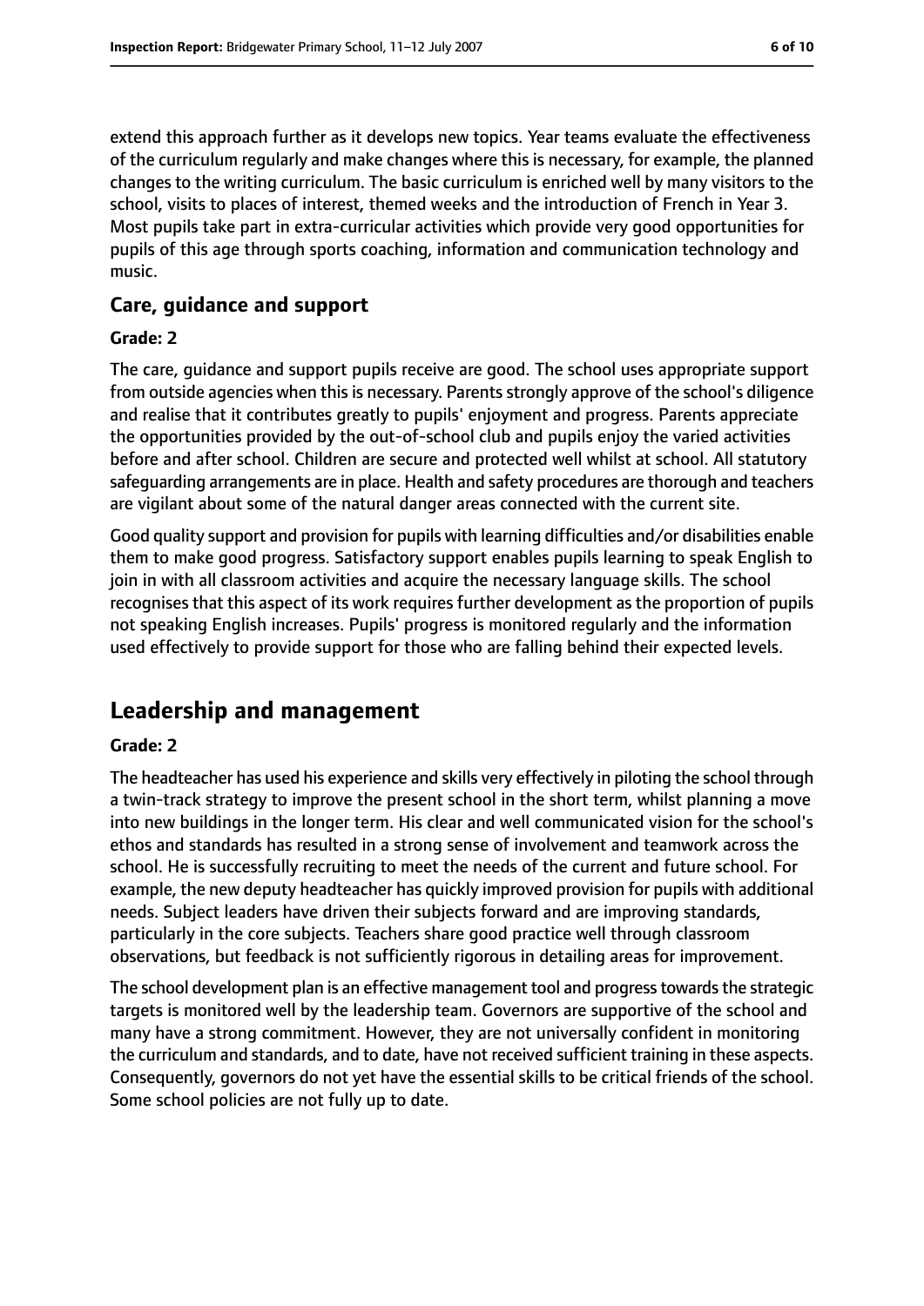extend this approach further as it develops new topics. Year teams evaluate the effectiveness of the curriculum regularly and make changes where this is necessary, for example, the planned changes to the writing curriculum. The basic curriculum is enriched well by many visitors to the school, visits to places of interest, themed weeks and the introduction of French in Year 3. Most pupils take part in extra-curricular activities which provide very good opportunities for pupils of this age through sports coaching, information and communication technology and music.

### Care, guidance and support

#### Grade: 2

The care, guidance and support pupils receive are good. The school uses appropriate support from outside agencies when this is necessary. Parents strongly approve of the school's diligence and realise that it contributes greatly to pupils' enjoyment and progress. Parents appreciate the opportunities provided by the out-of-school club and pupils enjoy the varied activities before and after school. Children are secure and protected well whilst at school. All statutory safeguarding arrangements are in place. Health and safety procedures are thorough and teachers are vigilant about some of the natural danger areas connected with the current site.

Good quality support and provision for pupils with learning difficulties and/or disabilities enable them to make good progress. Satisfactory support enables pupils learning to speak English to join in with all classroom activities and acquire the necessary language skills. The school recognises that this aspect of its work requires further development as the proportion of pupils not speaking English increases. Pupils' progress is monitored regularly and the information used effectively to provide support for those who are falling behind their expected levels.

## Leadership and management

#### Grade: 2

The headteacher has used his experience and skills very effectively in piloting the school through a twin-track strategy to improve the present school in the short term, whilst planning a move into new buildings in the longer term. His clear and well communicated vision for the school's ethos and standards has resulted in a strong sense of involvement and teamwork across the school. He is successfully recruiting to meet the needs of the current and future school. For example, the new deputy headteacher has quickly improved provision for pupils with additional needs. Subject leaders have driven their subjects forward and are improving standards, particularly in the core subjects. Teachers share good practice well through classroom observations, but feedback is not sufficiently rigorous in detailing areas for improvement.

The school development plan is an effective management tool and progress towards the strategic targets is monitored well by the leadership team. Governors are supportive of the school and many have a strong commitment. However, they are not universally confident in monitoring the curriculum and standards, and to date, have not received sufficient training in these aspects. Consequently, governors do not yet have the essential skills to be critical friends of the school. Some school policies are not fully up to date.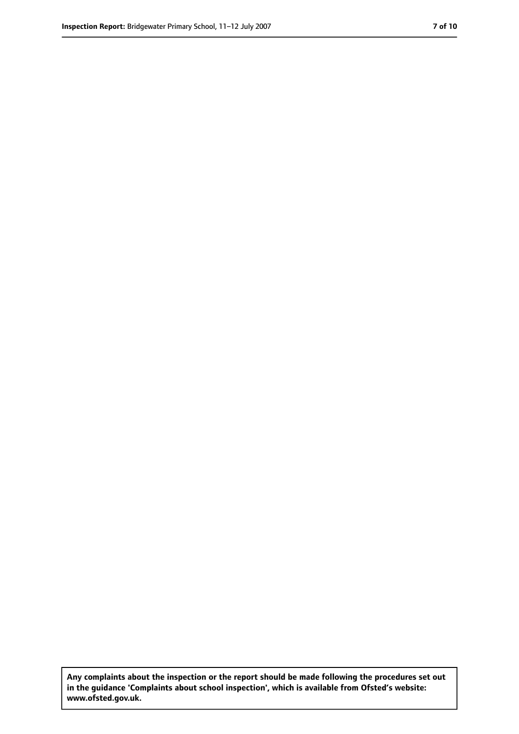**Any complaints about the inspection or the report should be made following the procedures set out in the guidance 'Complaints about school inspection', which is available from Ofsted's website: www.ofsted.gov.uk.**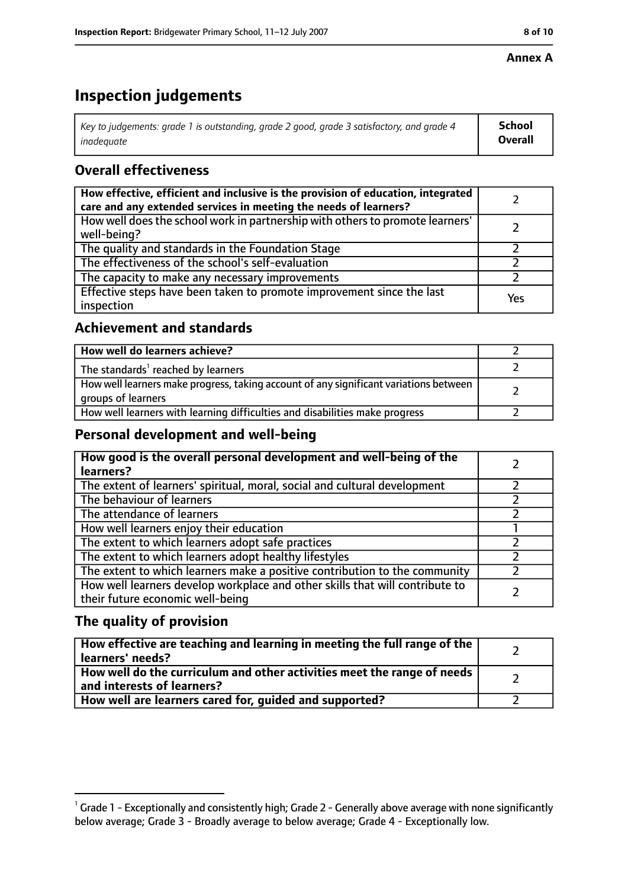Annex A

# Inspection judgements

| *Key to judgements: grade 1 is outstanding, grade 2 good, grade 3 satisfactory, and grade 4 inadequate* | **School Overall** |
|---|---|

## Overall effectiveness

| | |
|---|---|
| **How effective, efficient and inclusive is the provision of education, integrated care and any extended services in meeting the needs of learners?** | 2 |
| How well does the school work in partnership with others to promote learners' well-being? | 2 |
| The quality and standards in the Foundation Stage | 2 |
| The effectiveness of the school's self-evaluation | 2 |
| The capacity to make any necessary improvements | 2 |
| Effective steps have been taken to promote improvement since the last inspection | Yes |

## Achievement and standards

| | |
|---|---|
| **How well do learners achieve?** | 2 |
| The standards[1] reached by learners | 2 |
| How well learners make progress, taking account of any significant variations between groups of learners | 2 |
| How well learners with learning difficulties and disabilities make progress | 2 |

## Personal development and well-being

| | |
|---|---|
| **How good is the overall personal development and well-being of the learners?** | 2 |
| The extent of learners' spiritual, moral, social and cultural development | 2 |
| The behaviour of learners | 2 |
| The attendance of learners | 2 |
| How well learners enjoy their education | 1 |
| The extent to which learners adopt safe practices | 2 |
| The extent to which learners adopt healthy lifestyles | 2 |
| The extent to which learners make a positive contribution to the community | 2 |
| How well learners develop workplace and other skills that will contribute to their future economic well-being | 2 |

## The quality of provision

| | |
|---|---|
| **How effective are teaching and learning in meeting the full range of the learners' needs?** | 2 |
| **How well do the curriculum and other activities meet the range of needs and interests of learners?** | 2 |
| **How well are learners cared for, guided and supported?** | 2 |

[1] Grade 1 - Exceptionally and consistently high; Grade 2 - Generally above average with none significantly below average; Grade 3 - Broadly average to below average; Grade 4 - Exceptionally low.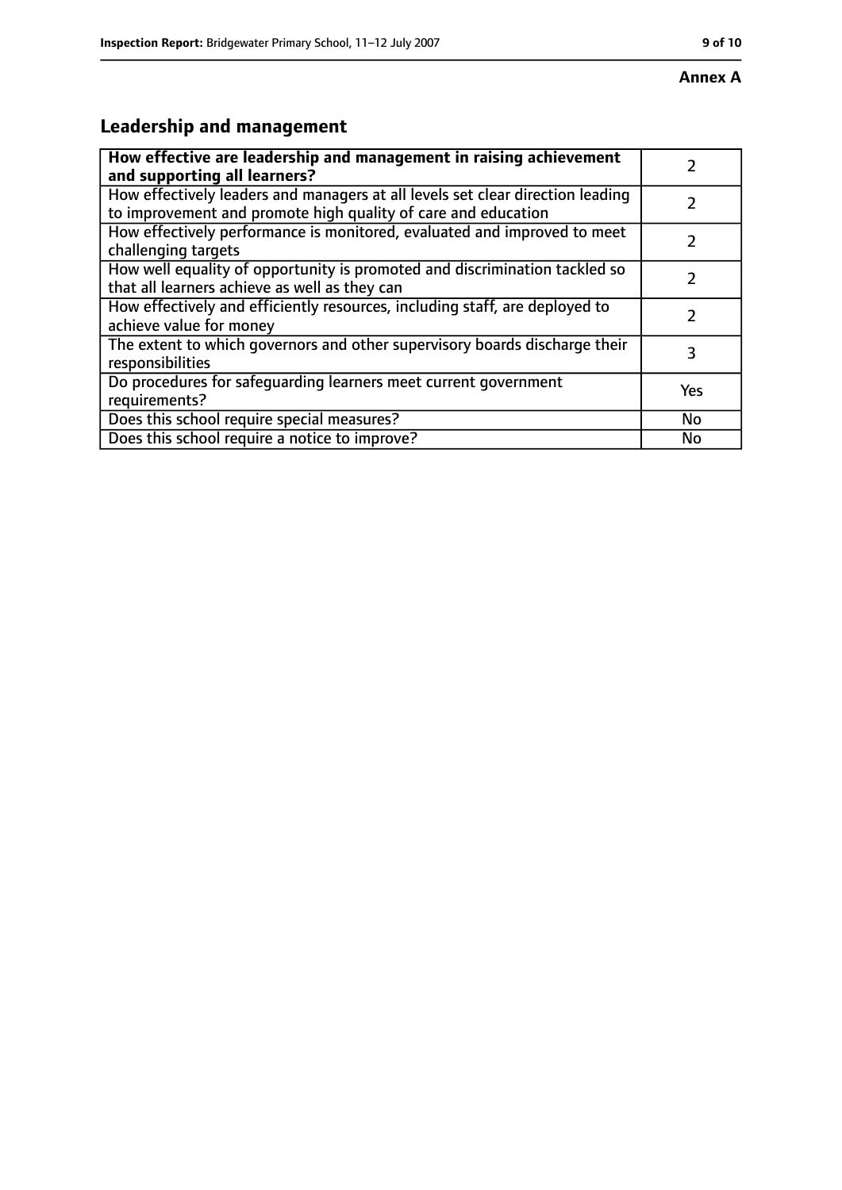**Annex A**

## Leadership and management

| **How effective are leadership and management in raising achievement and supporting all learners?** | 2 |
|---|---|
| How effectively leaders and managers at all levels set clear direction leading to improvement and promote high quality of care and education | 2 |
| How effectively performance is monitored, evaluated and improved to meet challenging targets | 2 |
| How well equality of opportunity is promoted and discrimination tackled so that all learners achieve as well as they can | 2 |
| How effectively and efficiently resources, including staff, are deployed to achieve value for money | 2 |
| The extent to which governors and other supervisory boards discharge their responsibilities | 3 |
| Do procedures for safeguarding learners meet current government requirements? | Yes |
| Does this school require special measures? | No |
| Does this school require a notice to improve? | No |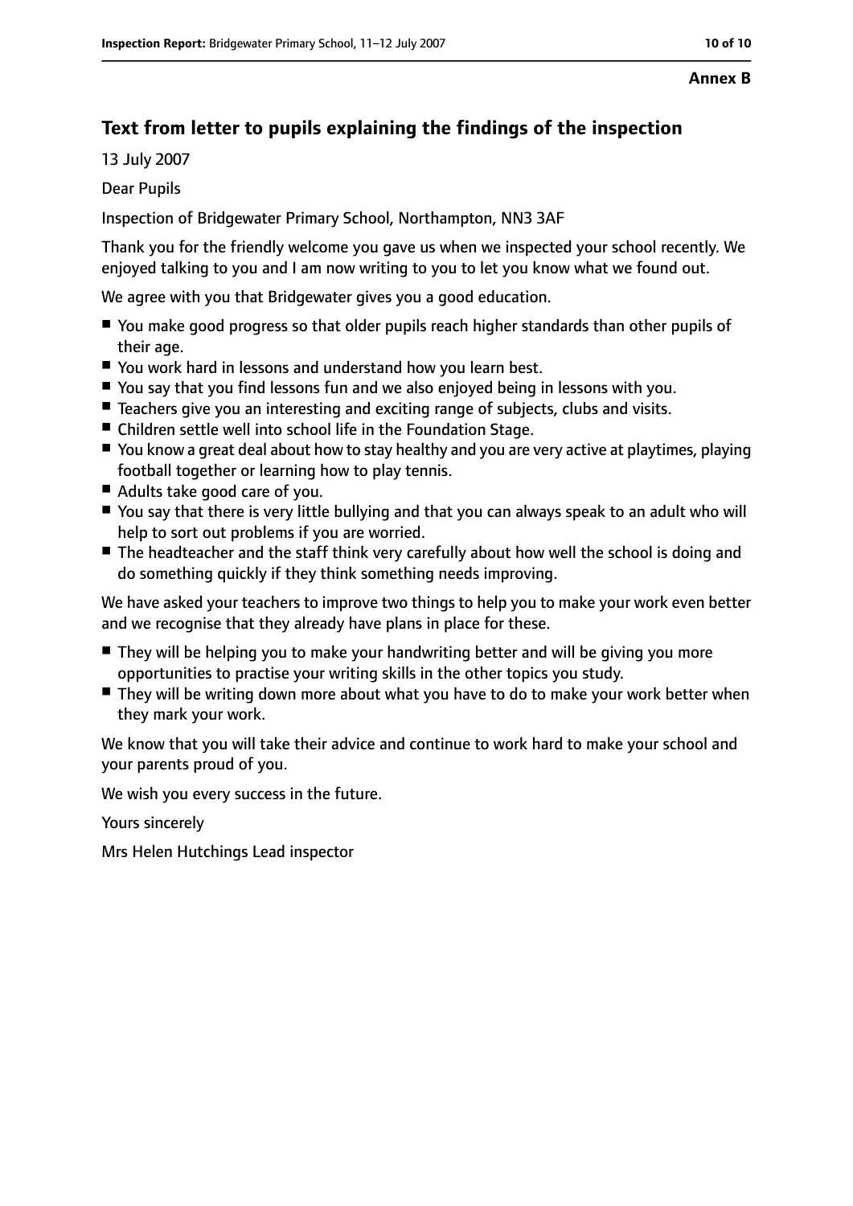Annex B

## Text from letter to pupils explaining the findings of the inspection

13 July 2007

Dear Pupils

Inspection of Bridgewater Primary School, Northampton, NN3 3AF

Thank you for the friendly welcome you gave us when we inspected your school recently. We enjoyed talking to you and I am now writing to you to let you know what we found out.

We agree with you that Bridgewater gives you a good education.

- You make good progress so that older pupils reach higher standards than other pupils of their age.
- You work hard in lessons and understand how you learn best.
- You say that you find lessons fun and we also enjoyed being in lessons with you.
- Teachers give you an interesting and exciting range of subjects, clubs and visits.
- Children settle well into school life in the Foundation Stage.
- You know a great deal about how to stay healthy and you are very active at playtimes, playing football together or learning how to play tennis.
- Adults take good care of you.
- You say that there is very little bullying and that you can always speak to an adult who will help to sort out problems if you are worried.
- The headteacher and the staff think very carefully about how well the school is doing and do something quickly if they think something needs improving.

We have asked your teachers to improve two things to help you to make your work even better and we recognise that they already have plans in place for these.

- They will be helping you to make your handwriting better and will be giving you more opportunities to practise your writing skills in the other topics you study.
- They will be writing down more about what you have to do to make your work better when they mark your work.

We know that you will take their advice and continue to work hard to make your school and your parents proud of you.

We wish you every success in the future.

Yours sincerely

Mrs Helen Hutchings Lead inspector